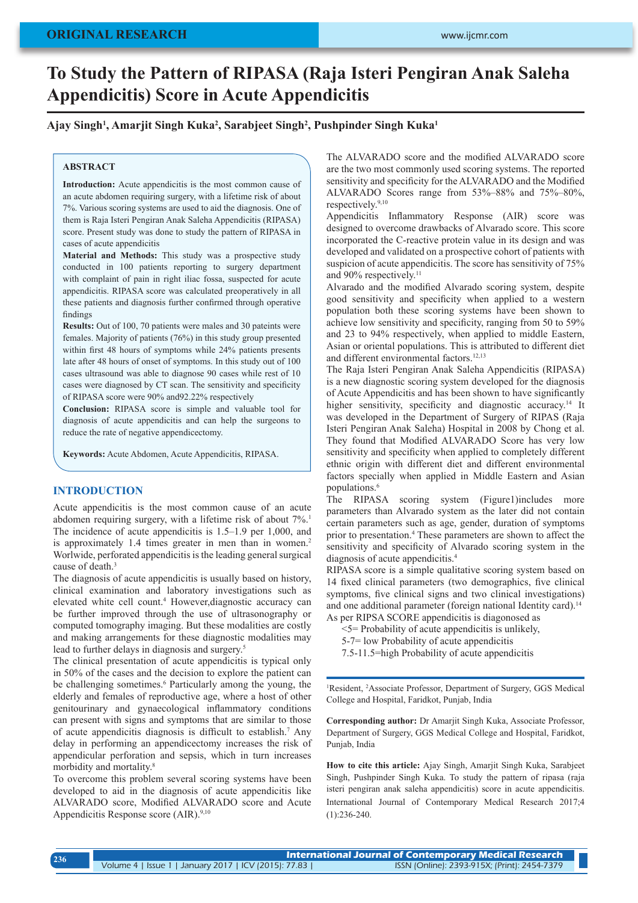ORIGINAL RESEARCH

# To Study the Pattern of RIPASA (Raja Isteri Pengiran Anak Saleha Appendicitis) Score in Acute Appendicitis

**Ajay Singh[1], Amarjit Singh Kuka[2], Sarabjeet Singh[2], Pushpinder Singh Kuka[1]**

## ABSTRACT

**Introduction:** Acute appendicitis is the most common cause of an acute abdomen requiring surgery, with a lifetime risk of about 7%. Various scoring systems are used to aid the diagnosis. One of them is Raja Isteri Pengiran Anak Saleha Appendicitis (RIPASA) score. Present study was done to study the pattern of RIPASA in cases of acute appendicitis

**Material and Methods:** This study was a prospective study conducted in 100 patients reporting to surgery department with complaint of pain in right iliac fossa, suspected for acute appendicitis. RIPASA score was calculated preoperatively in all these patients and diagnosis further confirmed through operative findings

**Results:** Out of 100, 70 patients were males and 30 pateints were females. Majority of patients (76%) in this study group presented within first 48 hours of symptoms while 24% patients presents late after 48 hours of onset of symptoms. In this study out of 100 cases ultrasound was able to diagnose 90 cases while rest of 10 cases were diagnosed by CT scan. The sensitivity and specificity of RIPASA score were 90% and92.22% respectively

**Conclusion:** RIPASA score is simple and valuable tool for diagnosis of acute appendicitis and can help the surgeons to reduce the rate of negative appendicectomy.

**Keywords:** Acute Abdomen, Acute Appendicitis, RIPASA.

## INTRODUCTION

Acute appendicitis is the most common cause of an acute abdomen requiring surgery, with a lifetime risk of about 7%.[1] The incidence of acute appendicitis is 1.5–1.9 per 1,000, and is approximately 1.4 times greater in men than in women.[2] Worlwide, perforated appendicitis is the leading general surgical cause of death.[3]

The diagnosis of acute appendicitis is usually based on history, clinical examination and laboratory investigations such as elevated white cell count.[4] However,diagnostic accuracy can be further improved through the use of ultrasonography or computed tomography imaging. But these modalities are costly and making arrangements for these diagnostic modalities may lead to further delays in diagnosis and surgery.[5]

The clinical presentation of acute appendicitis is typical only in 50% of the cases and the decision to explore the patient can be challenging sometimes.[6] Particularly among the young, the elderly and females of reproductive age, where a host of other genitourinary and gynaecological inflammatory conditions can present with signs and symptoms that are similar to those of acute appendicitis diagnosis is difficult to establish.[7] Any delay in performing an appendicectomy increases the risk of appendicular perforation and sepsis, which in turn increases morbidity and mortality.[8]

To overcome this problem several scoring systems have been developed to aid in the diagnosis of acute appendicitis like ALVARADO score, Modified ALVARADO score and Acute Appendicitis Response score (AIR).[9,10]

The ALVARADO score and the modified ALVARADO score are the two most commonly used scoring systems. The reported sensitivity and specificity for the ALVARADO and the Modified ALVARADO Scores range from 53%–88% and 75%–80%, respectively.[9,10]

Appendicitis Inflammatory Response (AIR) score was designed to overcome drawbacks of Alvarado score. This score incorporated the C-reactive protein value in its design and was developed and validated on a prospective cohort of patients with suspicion of acute appendicitis. The score has sensitivity of 75% and 90% respectively.[11]

Alvarado and the modified Alvarado scoring system, despite good sensitivity and specificity when applied to a western population both these scoring systems have been shown to achieve low sensitivity and specificity, ranging from 50 to 59% and 23 to 94% respectively, when applied to middle Eastern, Asian or oriental populations. This is attributed to different diet and different environmental factors.[12,13]

The Raja Isteri Pengiran Anak Saleha Appendicitis (RIPASA) is a new diagnostic scoring system developed for the diagnosis of Acute Appendicitis and has been shown to have significantly higher sensitivity, specificity and diagnostic accuracy.[14] It was developed in the Department of Surgery of RIPAS (Raja Isteri Pengiran Anak Saleha) Hospital in 2008 by Chong et al. They found that Modified ALVARADO Score has very low sensitivity and specificity when applied to completely different ethnic origin with different diet and different environmental factors specially when applied in Middle Eastern and Asian populations.[6]

The RIPASA scoring system (Figure1)includes more parameters than Alvarado system as the later did not contain certain parameters such as age, gender, duration of symptoms prior to presentation.[4] These parameters are shown to affect the sensitivity and specificity of Alvarado scoring system in the diagnosis of acute appendicitis.[4]

RIPASA score is a simple qualitative scoring system based on 14 fixed clinical parameters (two demographics, five clinical symptoms, five clinical signs and two clinical investigations) and one additional parameter (foreign national Identity card).[14]

As per RIPSA SCORE appendicitis is diagonosed as

<5= Probability of acute appendicitis is unlikely,
5-7= low Probability of acute appendicitis
7.5-11.5=high Probability of acute appendicitis

[1]Resident, [2]Associate Professor, Department of Surgery, GGS Medical College and Hospital, Faridkot, Punjab, India

**Corresponding author:** Dr Amarjit Singh Kuka, Associate Professor, Department of Surgery, GGS Medical College and Hospital, Faridkot, Punjab, India

**How to cite this article:** Ajay Singh, Amarjit Singh Kuka, Sarabjeet Singh, Pushpinder Singh Kuka. To study the pattern of ripasa (raja isteri pengiran anak saleha appendicitis) score in acute appendicitis. International Journal of Contemporary Medical Research 2017;4 (1):236-240.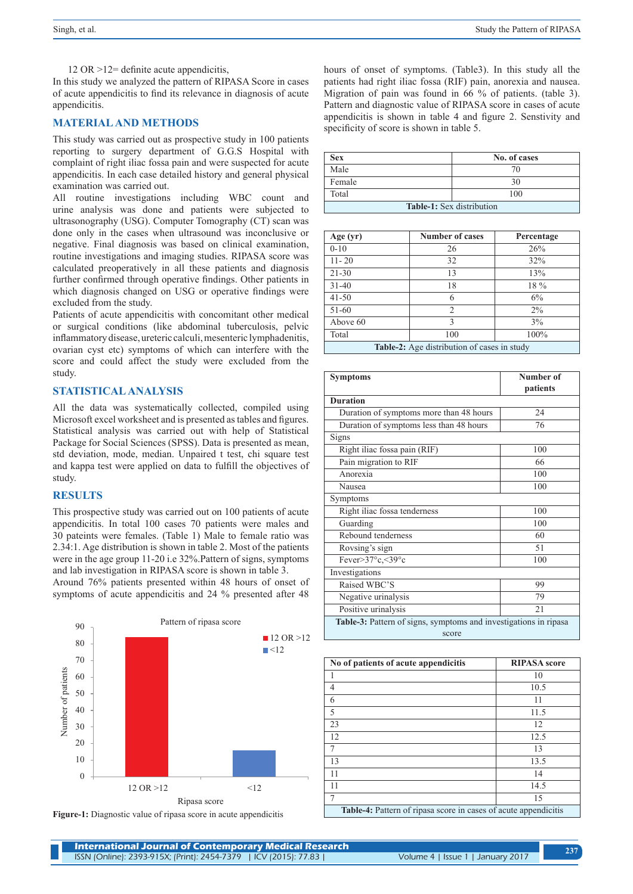12 OR >12= definite acute appendicitis,

In this study we analyzed the pattern of RIPASA Score in cases of acute appendicitis to find its relevance in diagnosis of acute appendicitis.

## MATERIAL AND METHODS

This study was carried out as prospective study in 100 patients reporting to surgery department of G.G.S Hospital with complaint of right iliac fossa pain and were suspected for acute appendicitis. In each case detailed history and general physical examination was carried out.

All routine investigations including WBC count and urine analysis was done and patients were subjected to ultrasonography (USG). Computer Tomography (CT) scan was done only in the cases when ultrasound was inconclusive or negative. Final diagnosis was based on clinical examination, routine investigations and imaging studies. RIPASA score was calculated preoperatively in all these patients and diagnosis further confirmed through operative findings. Other patients in which diagnosis changed on USG or operative findings were excluded from the study.

Patients of acute appendicitis with concomitant other medical or surgical conditions (like abdominal tuberculosis, pelvic inflammatory disease, ureteric calculi, mesenteric lymphadenitis, ovarian cyst etc) symptoms of which can interfere with the score and could affect the study were excluded from the study.

## STATISTICAL ANALYSIS

All the data was systematically collected, compiled using Microsoft excel worksheet and is presented as tables and figures. Statistical analysis was carried out with help of Statistical Package for Social Sciences (SPSS). Data is presented as mean, std deviation, mode, median. Unpaired t test, chi square test and kappa test were applied on data to fulfill the objectives of study.

## RESULTS

This prospective study was carried out on 100 patients of acute appendicitis. In total 100 cases 70 patients were males and 30 pateints were females. (Table 1) Male to female ratio was 2.34:1. Age distribution is shown in table 2. Most of the patients were in the age group 11-20 i.e 32%.Pattern of signs, symptoms and lab investigation in RIPASA score is shown in table 3.

Around 76% patients presented within 48 hours of onset of symptoms of acute appendicitis and 24 % presented after 48 hours of onset of symptoms. (Table3). In this study all the patients had right iliac fossa (RIF) pain, anorexia and nausea. Migration of pain was found in 66 % of patients. (table 3). Pattern and diagnostic value of RIPASA score in cases of acute appendicitis is shown in table 4 and figure 2. Senstivity and specificity of score is shown in table 5.

Pattern of ripasa score

90
80
70
60
50
40
30
20
10
0

Number of patients

12 OR >12
<12

Ripasa score

12 OR >12
<12

**Figure-1:** Diagnostic value of ripasa score in acute appendicitis

| Sex | No. of cases |
|---|---|
| Male | 70 |
| Female | 30 |
| Total | 100 |

**Table-1:** Sex distribution

| Age (yr) | Number of cases | Percentage |
|---|---|---|
| 0-10 | 26 | 26% |
| 11- 20 | 32 | 32% |
| 21-30 | 13 | 13% |
| 31-40 | 18 | 18 % |
| 41-50 | 6 | 6% |
| 51-60 | 2 | 2% |
| Above 60 | 3 | 3% |
| Total | 100 | 100% |

**Table-2:** Age distribution of cases in study

| Symptoms | Number of patients |
|---|---|
| **Duration** | |
| Duration of symptoms more than 48 hours | 24 |
| Duration of symptoms less than 48 hours | 76 |
| Signs | |
| Right iliac fossa pain (RIF) | 100 |
| Pain migration to RIF | 66 |
| Anorexia | 100 |
| Nausea | 100 |
| Symptoms | |
| Right iliac fossa tenderness | 100 |
| Guarding | 100 |
| Rebound tenderness | 60 |
| Rovsing's sign | 51 |
| Fever>37°c,<39°c | 100 |
| Investigations | |
| Raised WBC'S | 99 |
| Negative urinalysis | 79 |
| Positive urinalysis | 21 |

**Table-3:** Pattern of signs, symptoms and investigations in ripasa score

| No of patients of acute appendicitis | RIPASA score |
|---|---|
| 1 | 10 |
| 4 | 10.5 |
| 6 | 11 |
| 5 | 11.5 |
| 23 | 12 |
| 12 | 12.5 |
| 7 | 13 |
| 13 | 13.5 |
| 11 | 14 |
| 11 | 14.5 |
| 7 | 15 |

**Table-4:** Pattern of ripasa score in cases of acute appendicitis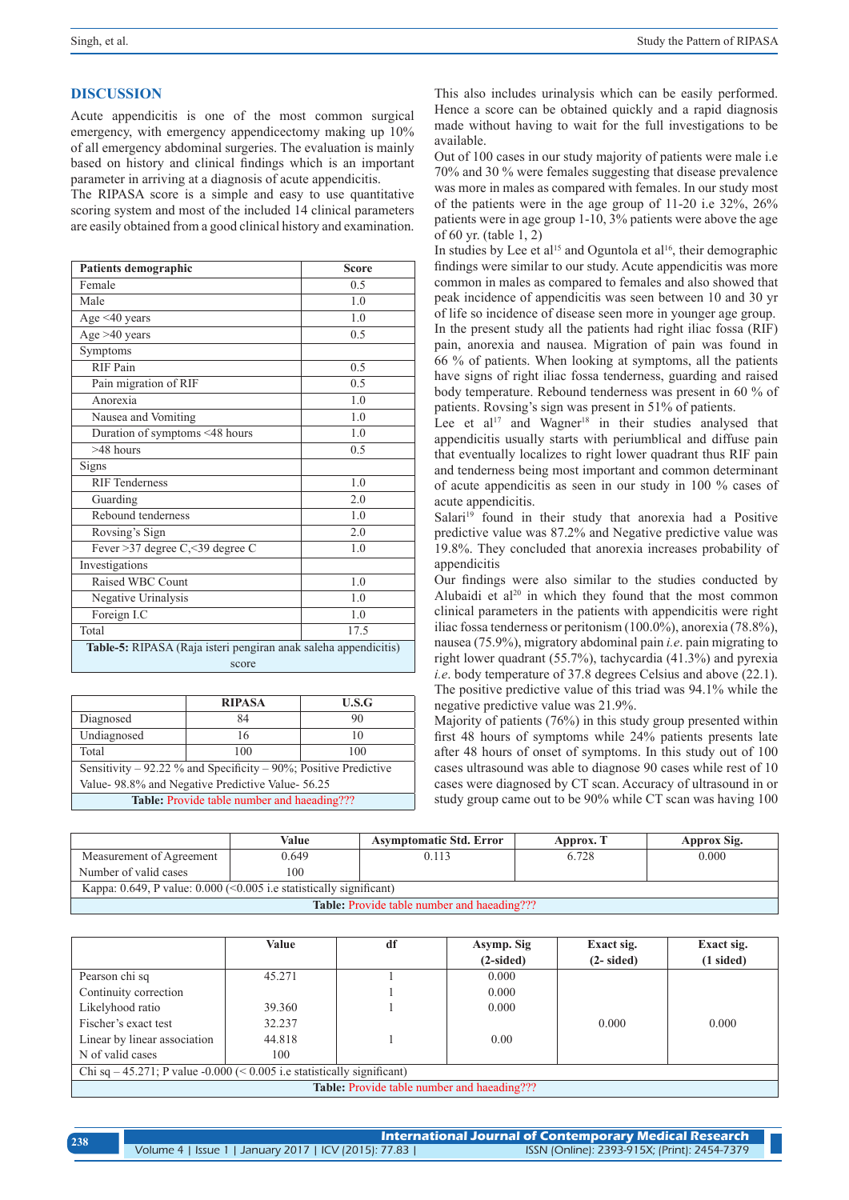## DISCUSSION

Acute appendicitis is one of the most common surgical emergency, with emergency appendicectomy making up 10% of all emergency abdominal surgeries. The evaluation is mainly based on history and clinical findings which is an important parameter in arriving at a diagnosis of acute appendicitis.

The RIPASA score is a simple and easy to use quantitative scoring system and most of the included 14 clinical parameters are easily obtained from a good clinical history and examination.

| Patients demographic | Score |
|---|---|
| Female | 0.5 |
| Male | 1.0 |
| Age <40 years | 1.0 |
| Age >40 years | 0.5 |
| Symptoms | |
| RIF Pain | 0.5 |
| Pain migration of RIF | 0.5 |
| Anorexia | 1.0 |
| Nausea and Vomiting | 1.0 |
| Duration of symptoms <48 hours | 1.0 |
| >48 hours | 0.5 |
| Signs | |
| RIF Tenderness | 1.0 |
| Guarding | 2.0 |
| Rebound tenderness | 1.0 |
| Rovsing's Sign | 2.0 |
| Fever >37 degree C,<39 degree C | 1.0 |
| Investigations | |
| Raised WBC Count | 1.0 |
| Negative Urinalysis | 1.0 |
| Foreign I.C | 1.0 |
| Total | 17.5 |

**Table-5:** RIPASA (Raja isteri pengiran anak saleha appendicitis) score

| | RIPASA | U.S.G |
|---|---|---|
| Diagnosed | 84 | 90 |
| Undiagnosed | 16 | 10 |
| Total | 100 | 100 |

Sensitivity – 92.22 % and Specificity – 90%; Positive Predictive Value- 98.8% and Negative Predictive Value- 56.25

**Table:** Provide table number and haeading???

This also includes urinalysis which can be easily performed. Hence a score can be obtained quickly and a rapid diagnosis made without having to wait for the full investigations to be available.

Out of 100 cases in our study majority of patients were male i.e 70% and 30 % were females suggesting that disease prevalence was more in males as compared with females. In our study most of the patients were in the age group of 11-20 i.e 32%, 26% patients were in age group 1-10, 3% patients were above the age of 60 yr. (table 1, 2)

In studies by Lee et al[15] and Oguntola et al[16], their demographic findings were similar to our study. Acute appendicitis was more common in males as compared to females and also showed that peak incidence of appendicitis was seen between 10 and 30 yr of life so incidence of disease seen more in younger age group.

In the present study all the patients had right iliac fossa (RIF) pain, anorexia and nausea. Migration of pain was found in 66 % of patients. When looking at symptoms, all the patients have signs of right iliac fossa tenderness, guarding and raised body temperature. Rebound tenderness was present in 60 % of patients. Rovsing's sign was present in 51% of patients.

Lee et al[17] and Wagner[18] in their studies analysed that appendicitis usually starts with periumblical and diffuse pain that eventually localizes to right lower quadrant thus RIF pain and tenderness being most important and common determinant of acute appendicitis as seen in our study in 100 % cases of acute appendicitis.

Salari[19] found in their study that anorexia had a Positive predictive value was 87.2% and Negative predictive value was 19.8%. They concluded that anorexia increases probability of appendicitis

Our findings were also similar to the studies conducted by Alubaidi et al[20] in which they found that the most common clinical parameters in the patients with appendicitis were right iliac fossa tenderness or peritonism (100.0%), anorexia (78.8%), nausea (75.9%), migratory abdominal pain *i.e.* pain migrating to right lower quadrant (55.7%), tachycardia (41.3%) and pyrexia *i.e.* body temperature of 37.8 degrees Celsius and above (22.1). The positive predictive value of this triad was 94.1% while the negative predictive value was 21.9%.

Majority of patients (76%) in this study group presented within first 48 hours of symptoms while 24% patients presents late after 48 hours of onset of symptoms. In this study out of 100 cases ultrasound was able to diagnose 90 cases while rest of 10 cases were diagnosed by CT scan. Accuracy of ultrasound in or study group came out to be 90% while CT scan was having 100

| | Value | Asymptomatic Std. Error | Approx. T | Approx Sig. |
|---|---|---|---|---|
| Measurement of Agreement | 0.649 | 0.113 | 6.728 | 0.000 |
| Number of valid cases | 100 | | | |

Kappa: 0.649, P value: 0.000 (<0.005 i.e statistically significant)

**Table:** Provide table number and haeading???

| | Value | df | Asymp. Sig (2-sided) | Exact sig. (2- sided) | Exact sig. (1 sided) |
|---|---|---|---|---|---|
| Pearson chi sq | 45.271 | 1 | 0.000 | | |
| Continuity correction | | 1 | 0.000 | | |
| Likelyhood ratio | 39.360 | 1 | 0.000 | | |
| Fischer's exact test | 32.237 | | | 0.000 | 0.000 |
| Linear by linear association | 44.818 | 1 | 0.00 | | |
| N of valid cases | 100 | | | | |

Chi sq – 45.271; P value -0.000 (< 0.005 i.e statistically significant)

**Table:** Provide table number and haeading???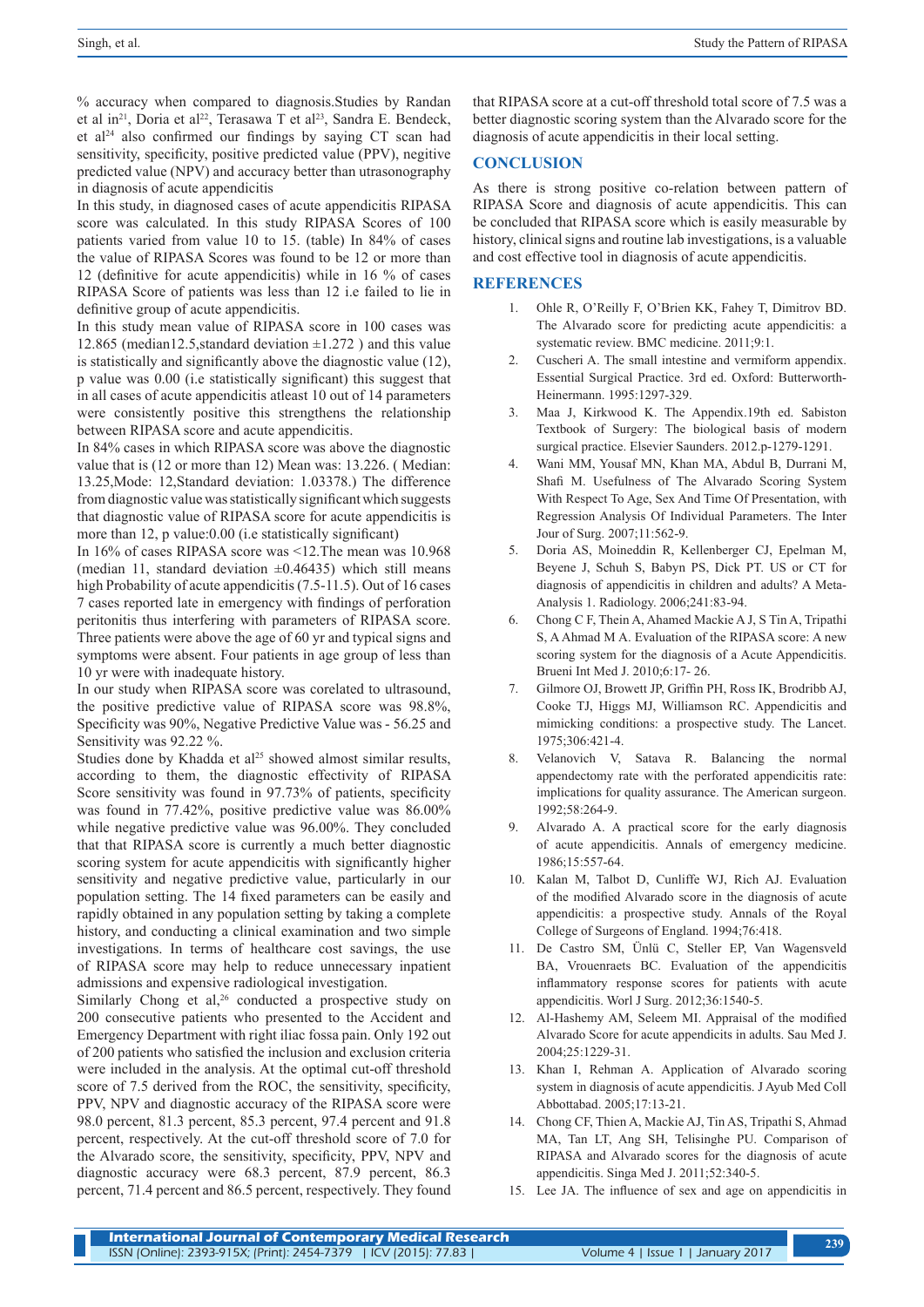% accuracy when compared to diagnosis.Studies by Randan et al in[21], Doria et al[22], Terasawa T et al[23], Sandra E. Bendeck, et al[24] also confirmed our findings by saying CT scan had sensitivity, specificity, positive predicted value (PPV), negitive predicted value (NPV) and accuracy better than utrasonography in diagnosis of acute appendicitis

In this study, in diagnosed cases of acute appendicitis RIPASA score was calculated. In this study RIPASA Scores of 100 patients varied from value 10 to 15. (table) In 84% of cases the value of RIPASA Scores was found to be 12 or more than 12 (definitive for acute appendicitis) while in 16 % of cases RIPASA Score of patients was less than 12 i.e failed to lie in definitive group of acute appendicitis.

In this study mean value of RIPASA score in 100 cases was 12.865 (median12.5,standard deviation ±1.272 ) and this value is statistically and significantly above the diagnostic value (12), p value was 0.00 (i.e statistically significant) this suggest that in all cases of acute appendicitis atleast 10 out of 14 parameters were consistently positive this strengthens the relationship between RIPASA score and acute appendicitis.

In 84% cases in which RIPASA score was above the diagnostic value that is (12 or more than 12) Mean was: 13.226. ( Median: 13.25,Mode: 12,Standard deviation: 1.03378.) The difference from diagnostic value was statistically significant which suggests that diagnostic value of RIPASA score for acute appendicitis is more than 12, p value:0.00 (i.e statistically significant)

In 16% of cases RIPASA score was <12.The mean was 10.968 (median 11, standard deviation ±0.46435) which still means high Probability of acute appendicitis (7.5-11.5). Out of 16 cases 7 cases reported late in emergency with findings of perforation peritonitis thus interfering with parameters of RIPASA score. Three patients were above the age of 60 yr and typical signs and symptoms were absent. Four patients in age group of less than 10 yr were with inadequate history.

In our study when RIPASA score was corelated to ultrasound, the positive predictive value of RIPASA score was 98.8%, Specificity was 90%, Negative Predictive Value was - 56.25 and Sensitivity was 92.22 %.

Studies done by Khadda et al[25] showed almost similar results, according to them, the diagnostic effectivity of RIPASA Score sensitivity was found in 97.73% of patients, specificity was found in 77.42%, positive predictive value was 86.00% while negative predictive value was 96.00%. They concluded that that RIPASA score is currently a much better diagnostic scoring system for acute appendicitis with significantly higher sensitivity and negative predictive value, particularly in our population setting. The 14 fixed parameters can be easily and rapidly obtained in any population setting by taking a complete history, and conducting a clinical examination and two simple investigations. In terms of healthcare cost savings, the use of RIPASA score may help to reduce unnecessary inpatient admissions and expensive radiological investigation.

Similarly Chong et al,[26] conducted a prospective study on 200 consecutive patients who presented to the Accident and Emergency Department with right iliac fossa pain. Only 192 out of 200 patients who satisfied the inclusion and exclusion criteria were included in the analysis. At the optimal cut-off threshold score of 7.5 derived from the ROC, the sensitivity, specificity, PPV, NPV and diagnostic accuracy of the RIPASA score were 98.0 percent, 81.3 percent, 85.3 percent, 97.4 percent and 91.8 percent, respectively. At the cut-off threshold score of 7.0 for the Alvarado score, the sensitivity, specificity, PPV, NPV and diagnostic accuracy were 68.3 percent, 87.9 percent, 86.3 percent, 71.4 percent and 86.5 percent, respectively. They found that RIPASA score at a cut-off threshold total score of 7.5 was a better diagnostic scoring system than the Alvarado score for the diagnosis of acute appendicitis in their local setting.

## CONCLUSION

As there is strong positive co-relation between pattern of RIPASA Score and diagnosis of acute appendicitis. This can be concluded that RIPASA score which is easily measurable by history, clinical signs and routine lab investigations, is a valuable and cost effective tool in diagnosis of acute appendicitis.

## REFERENCES

1. Ohle R, O'Reilly F, O'Brien KK, Fahey T, Dimitrov BD. The Alvarado score for predicting acute appendicitis: a systematic review. BMC medicine. 2011;9:1.
2. Cuscheri A. The small intestine and vermiform appendix. Essential Surgical Practice. 3rd ed. Oxford: Butterworth-Heinermann. 1995:1297-329.
3. Maa J, Kirkwood K. The Appendix.19th ed. Sabiston Textbook of Surgery: The biological basis of modern surgical practice. Elsevier Saunders. 2012.p-1279-1291.
4. Wani MM, Yousaf MN, Khan MA, Abdul B, Durrani M, Shafi M. Usefulness of The Alvarado Scoring System With Respect To Age, Sex And Time Of Presentation, with Regression Analysis Of Individual Parameters. The Inter Jour of Surg. 2007;11:562-9.
5. Doria AS, Moineddin R, Kellenberger CJ, Epelman M, Beyene J, Schuh S, Babyn PS, Dick PT. US or CT for diagnosis of appendicitis in children and adults? A Meta-Analysis 1. Radiology. 2006;241:83-94.
6. Chong C F, Thein A, Ahamed Mackie A J, S Tin A, Tripathi S, A Ahmad M A. Evaluation of the RIPASA score: A new scoring system for the diagnosis of a Acute Appendicitis. Brueni Int Med J. 2010;6:17- 26.
7. Gilmore OJ, Browett JP, Griffin PH, Ross IK, Brodribb AJ, Cooke TJ, Higgs MJ, Williamson RC. Appendicitis and mimicking conditions: a prospective study. The Lancet. 1975;306:421-4.
8. Velanovich V, Satava R. Balancing the normal appendectomy rate with the perforated appendicitis rate: implications for quality assurance. The American surgeon. 1992;58:264-9.
9. Alvarado A. A practical score for the early diagnosis of acute appendicitis. Annals of emergency medicine. 1986;15:557-64.
10. Kalan M, Talbot D, Cunliffe WJ, Rich AJ. Evaluation of the modified Alvarado score in the diagnosis of acute appendicitis: a prospective study. Annals of the Royal College of Surgeons of England. 1994;76:418.
11. De Castro SM, Ünlü C, Steller EP, Van Wagensveld BA, Vrouenraets BC. Evaluation of the appendicitis inflammatory response scores for patients with acute appendicitis. Worl J Surg. 2012;36:1540-5.
12. Al-Hashemy AM, Seleem MI. Appraisal of the modified Alvarado Score for acute appendicits in adults. Sau Med J. 2004;25:1229-31.
13. Khan I, Rehman A. Application of Alvarado scoring system in diagnosis of acute appendicitis. J Ayub Med Coll Abbottabad. 2005;17:13-21.
14. Chong CF, Thien A, Mackie AJ, Tin AS, Tripathi S, Ahmad MA, Tan LT, Ang SH, Telisinghe PU. Comparison of RIPASA and Alvarado scores for the diagnosis of acute appendicitis. Singa Med J. 2011;52:340-5.
15. Lee JA. The influence of sex and age on appendicitis in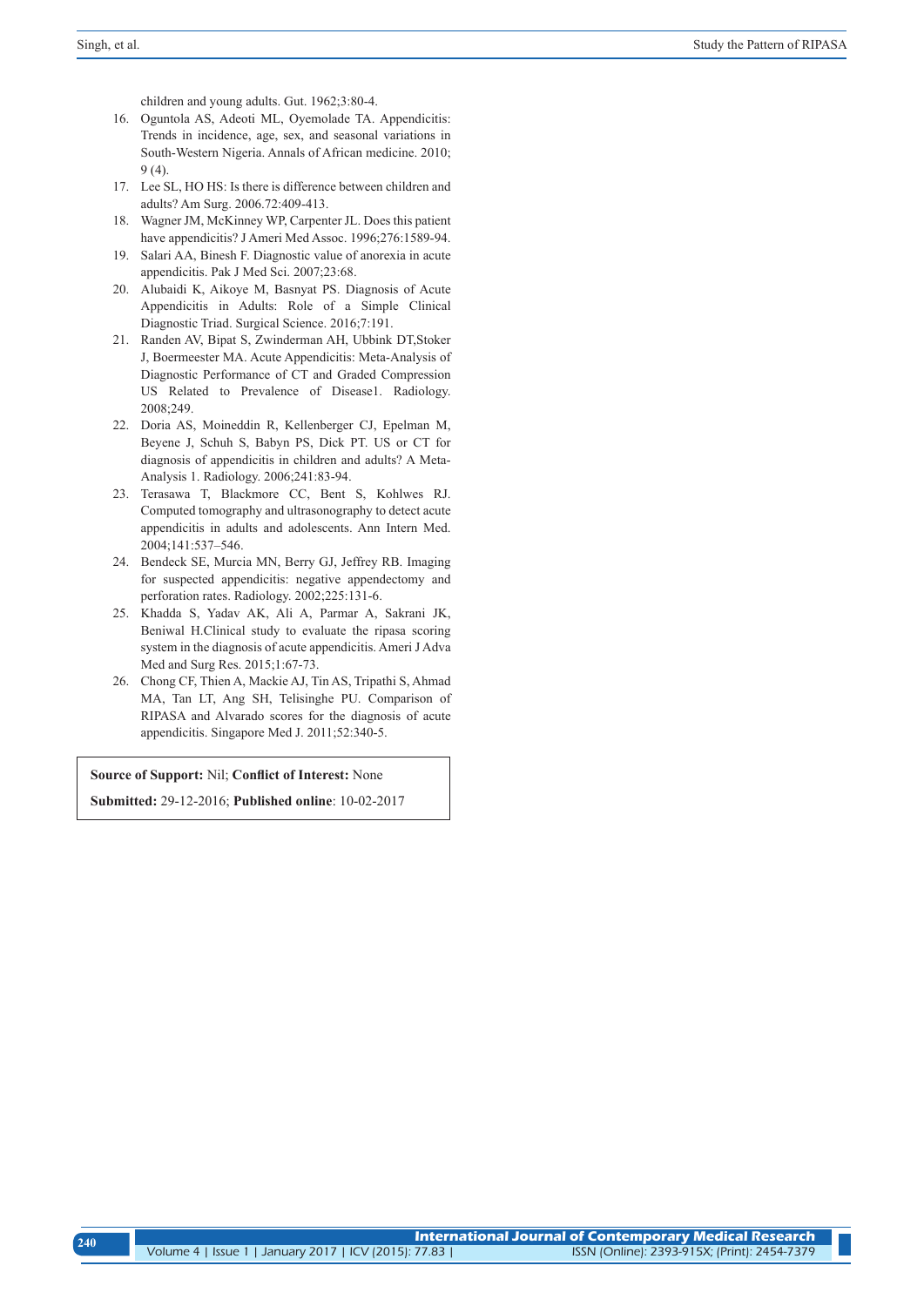children and young adults. Gut. 1962;3:80-4.

16. Oguntola AS, Adeoti ML, Oyemolade TA. Appendicitis: Trends in incidence, age, sex, and seasonal variations in South-Western Nigeria. Annals of African medicine. 2010; 9 (4).
17. Lee SL, HO HS: Is there is difference between children and adults? Am Surg. 2006.72:409-413.
18. Wagner JM, McKinney WP, Carpenter JL. Does this patient have appendicitis? J Ameri Med Assoc. 1996;276:1589-94.
19. Salari AA, Binesh F. Diagnostic value of anorexia in acute appendicitis. Pak J Med Sci. 2007;23:68.
20. Alubaidi K, Aikoye M, Basnyat PS. Diagnosis of Acute Appendicitis in Adults: Role of a Simple Clinical Diagnostic Triad. Surgical Science. 2016;7:191.
21. Randen AV, Bipat S, Zwinderman AH, Ubbink DT,Stoker J, Boermeester MA. Acute Appendicitis: Meta-Analysis of Diagnostic Performance of CT and Graded Compression US Related to Prevalence of Disease1. Radiology. 2008;249.
22. Doria AS, Moineddin R, Kellenberger CJ, Epelman M, Beyene J, Schuh S, Babyn PS, Dick PT. US or CT for diagnosis of appendicitis in children and adults? A Meta-Analysis 1. Radiology. 2006;241:83-94.
23. Terasawa T, Blackmore CC, Bent S, Kohlwes RJ. Computed tomography and ultrasonography to detect acute appendicitis in adults and adolescents. Ann Intern Med. 2004;141:537–546.
24. Bendeck SE, Murcia MN, Berry GJ, Jeffrey RB. Imaging for suspected appendicitis: negative appendectomy and perforation rates. Radiology. 2002;225:131-6.
25. Khadda S, Yadav AK, Ali A, Parmar A, Sakrani JK, Beniwal H.Clinical study to evaluate the ripasa scoring system in the diagnosis of acute appendicitis. Ameri J Adva Med and Surg Res. 2015;1:67-73.
26. Chong CF, Thien A, Mackie AJ, Tin AS, Tripathi S, Ahmad MA, Tan LT, Ang SH, Telisinghe PU. Comparison of RIPASA and Alvarado scores for the diagnosis of acute appendicitis. Singapore Med J. 2011;52:340-5.

**Source of Support:** Nil; **Conflict of Interest:** None

**Submitted:** 29-12-2016; **Published online**: 10-02-2017